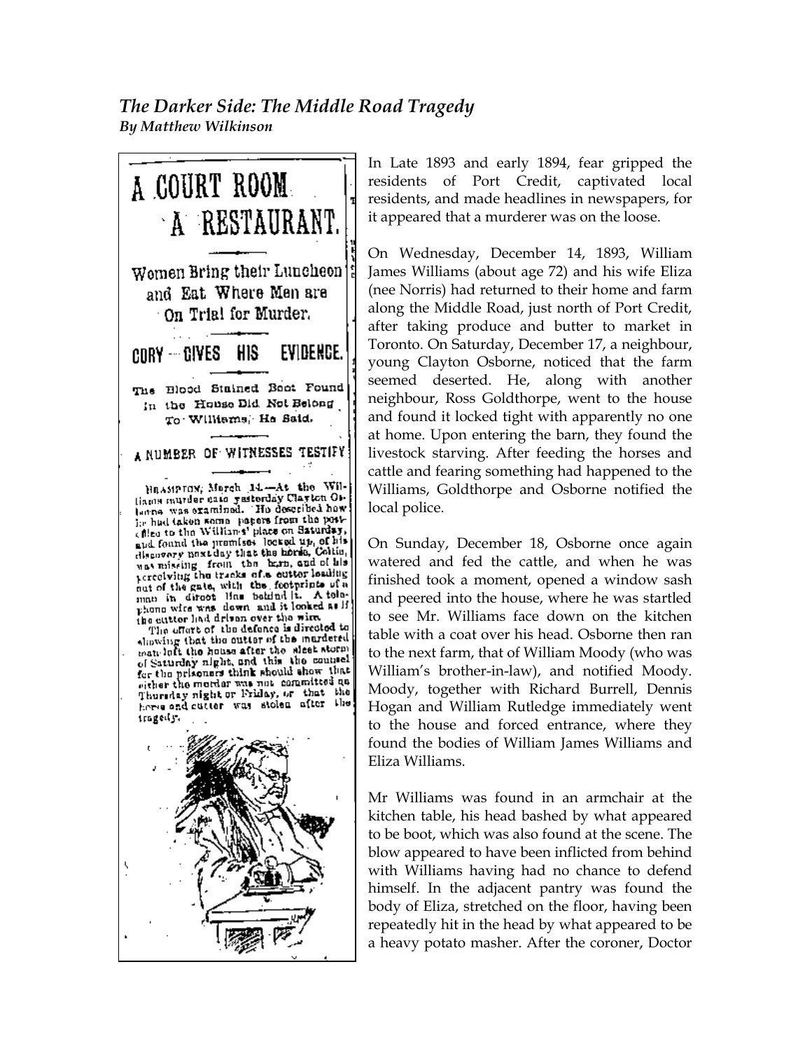### *The Darker Side: The Middle Road Tragedy*
***By Matthew Wilkinson***

# A COURT ROOM A RESTAURANT.

## Women Bring their Luncheon and Eat Where Men are On Trial for Murder.

## CORY GIVES HIS EVIDENCE.

### The Blood Stained Boot Found in the House Did Not Belong To Williams, He Said.

### A NUMBER OF WITNESSES TESTIFY

BRAMPTON, March 14.—At the Williams murder case yesterday Clayton Osborne was examined. He described how he had taken some papers from the post-office to the Williams' place on Saturday, and found the premises locked up, of his discovery next day that the horse, Coltie, was missing from the barn, and of his perceiving the tracks of a cutter leading out of the gate, with the footprints of a man in direct line behind it. A telephone wire was down and it looked as if the cutter had driven over the wire.

The effort of the defence is directed to showing that the cutter of the murdered man left the house after the sleet storm of Saturday night, and this the counsel for the prisoners think should show that either the murder was not committed on Thursday night or Friday, or that the horse and cutter was stolen after the tragedy.

In Late 1893 and early 1894, fear gripped the residents of Port Credit, captivated local residents, and made headlines in newspapers, for it appeared that a murderer was on the loose.

On Wednesday, December 14, 1893, William James Williams (about age 72) and his wife Eliza (nee Norris) had returned to their home and farm along the Middle Road, just north of Port Credit, after taking produce and butter to market in Toronto. On Saturday, December 17, a neighbour, young Clayton Osborne, noticed that the farm seemed deserted. He, along with another neighbour, Ross Goldthorpe, went to the house and found it locked tight with apparently no one at home. Upon entering the barn, they found the livestock starving. After feeding the horses and cattle and fearing something had happened to the Williams, Goldthorpe and Osborne notified the local police.

On Sunday, December 18, Osborne once again watered and fed the cattle, and when he was finished took a moment, opened a window sash and peered into the house, where he was startled to see Mr. Williams face down on the kitchen table with a coat over his head. Osborne then ran to the next farm, that of William Moody (who was William's brother-in-law), and notified Moody. Moody, together with Richard Burrell, Dennis Hogan and William Rutledge immediately went to the house and forced entrance, where they found the bodies of William James Williams and Eliza Williams.

Mr Williams was found in an armchair at the kitchen table, his head bashed by what appeared to be boot, which was also found at the scene. The blow appeared to have been inflicted from behind with Williams having had no chance to defend himself. In the adjacent pantry was found the body of Eliza, stretched on the floor, having been repeatedly hit in the head by what appeared to be a heavy potato masher. After the coroner, Doctor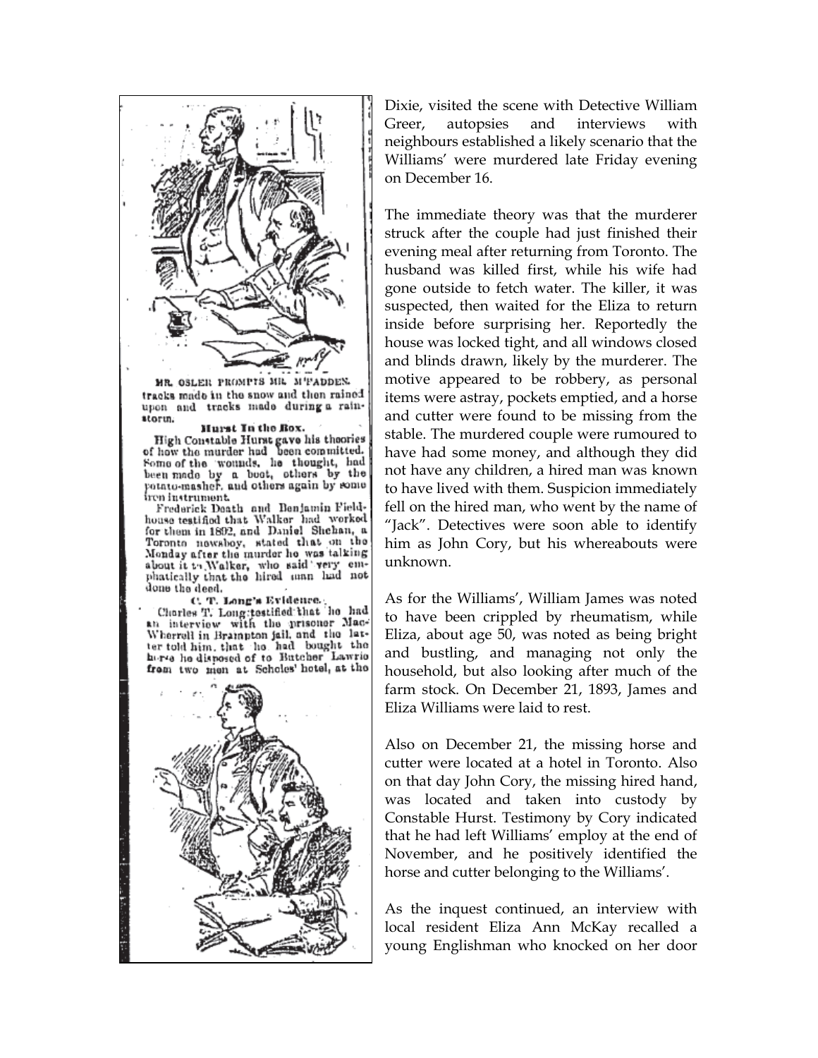MR. OSLER PROMPTS MR. M'FADDEN.

tracks made in the snow and then rained upon and tracks made during a rainstorm.

**Hurst In the Box.**

High Constable Hurst gave his theories of how the murder had been committed. Some of the wounds, he thought, had been made by a boot, others by the potato-masher, and others again by some iron instrument.

Frederick Death and Benjamin Fieldhouse testified that Walker had worked for them in 1892, and Daniel Shehan, a Toronto newsboy, stated that on the Monday after the murder he was talking about it to Walker, who said very emphatically that the hired man had not done the deed.

**C. T. Long's Evidence.**

Charles T. Long testified that he had an interview with the prisoner MacWherrell in Brampton jail, and the latter told him that he had bought the horse he disposed of to Butcher Lawrie from two men at Scholes' hotel, at the

Dixie, visited the scene with Detective William Greer, autopsies and interviews with neighbours established a likely scenario that the Williams' were murdered late Friday evening on December 16.

The immediate theory was that the murderer struck after the couple had just finished their evening meal after returning from Toronto. The husband was killed first, while his wife had gone outside to fetch water. The killer, it was suspected, then waited for the Eliza to return inside before surprising her. Reportedly the house was locked tight, and all windows closed and blinds drawn, likely by the murderer. The motive appeared to be robbery, as personal items were astray, pockets emptied, and a horse and cutter were found to be missing from the stable. The murdered couple were rumoured to have had some money, and although they did not have any children, a hired man was known to have lived with them. Suspicion immediately fell on the hired man, who went by the name of "Jack". Detectives were soon able to identify him as John Cory, but his whereabouts were unknown.

As for the Williams', William James was noted to have been crippled by rheumatism, while Eliza, about age 50, was noted as being bright and bustling, and managing not only the household, but also looking after much of the farm stock. On December 21, 1893, James and Eliza Williams were laid to rest.

Also on December 21, the missing horse and cutter were located at a hotel in Toronto. Also on that day John Cory, the missing hired hand, was located and taken into custody by Constable Hurst. Testimony by Cory indicated that he had left Williams' employ at the end of November, and he positively identified the horse and cutter belonging to the Williams'.

As the inquest continued, an interview with local resident Eliza Ann McKay recalled a young Englishman who knocked on her door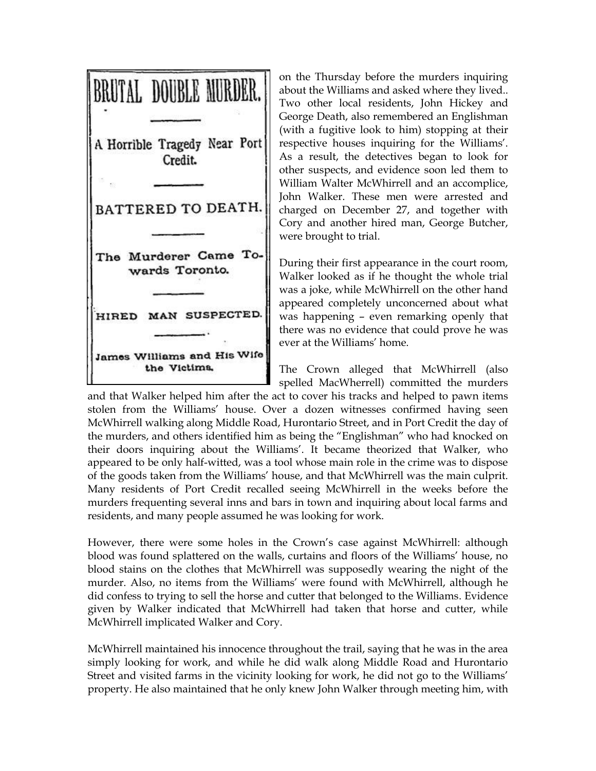BRUTAL DOUBLE MURDER.

A Horrible Tragedy Near Port Credit.

BATTERED TO DEATH.

The Murderer Came Towards Toronto.

HIRED MAN SUSPECTED.

James Williams and His Wife the Victims.

on the Thursday before the murders inquiring about the Williams and asked where they lived.. Two other local residents, John Hickey and George Death, also remembered an Englishman (with a fugitive look to him) stopping at their respective houses inquiring for the Williams'. As a result, the detectives began to look for other suspects, and evidence soon led them to William Walter McWhirrell and an accomplice, John Walker. These men were arrested and charged on December 27, and together with Cory and another hired man, George Butcher, were brought to trial.

During their first appearance in the court room, Walker looked as if he thought the whole trial was a joke, while McWhirrell on the other hand appeared completely unconcerned about what was happening – even remarking openly that there was no evidence that could prove he was ever at the Williams' home.

The Crown alleged that McWhirrell (also spelled MacWherrell) committed the murders and that Walker helped him after the act to cover his tracks and helped to pawn items stolen from the Williams' house. Over a dozen witnesses confirmed having seen McWhirrell walking along Middle Road, Hurontario Street, and in Port Credit the day of the murders, and others identified him as being the "Englishman" who had knocked on their doors inquiring about the Williams'. It became theorized that Walker, who appeared to be only half-witted, was a tool whose main role in the crime was to dispose of the goods taken from the Williams' house, and that McWhirrell was the main culprit. Many residents of Port Credit recalled seeing McWhirrell in the weeks before the murders frequenting several inns and bars in town and inquiring about local farms and residents, and many people assumed he was looking for work.

However, there were some holes in the Crown's case against McWhirrell: although blood was found splattered on the walls, curtains and floors of the Williams' house, no blood stains on the clothes that McWhirrell was supposedly wearing the night of the murder. Also, no items from the Williams' were found with McWhirrell, although he did confess to trying to sell the horse and cutter that belonged to the Williams. Evidence given by Walker indicated that McWhirrell had taken that horse and cutter, while McWhirrell implicated Walker and Cory.

McWhirrell maintained his innocence throughout the trail, saying that he was in the area simply looking for work, and while he did walk along Middle Road and Hurontario Street and visited farms in the vicinity looking for work, he did not go to the Williams' property. He also maintained that he only knew John Walker through meeting him, with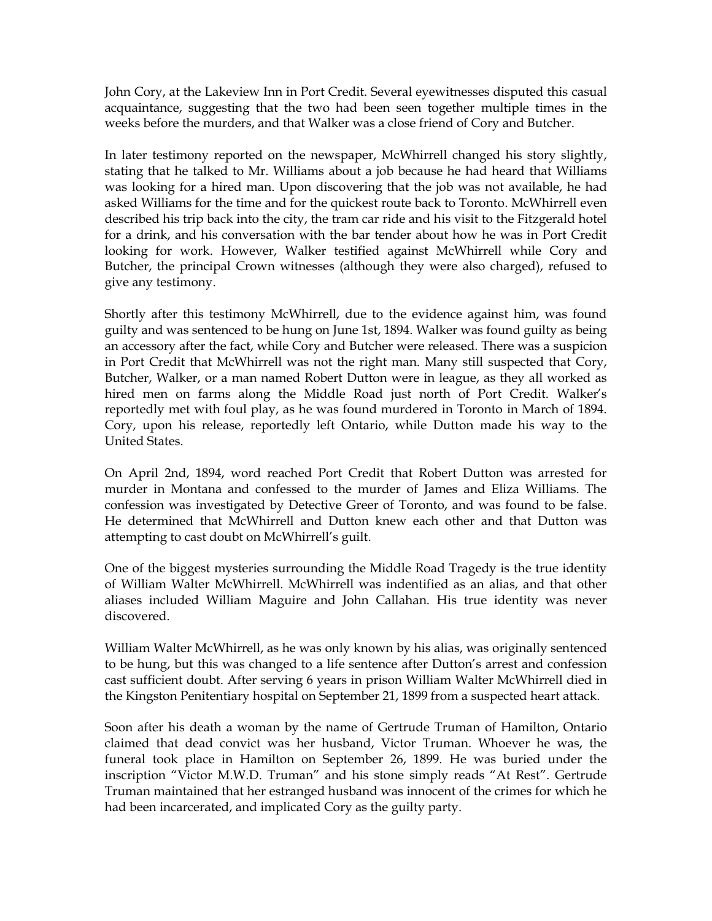John Cory, at the Lakeview Inn in Port Credit. Several eyewitnesses disputed this casual acquaintance, suggesting that the two had been seen together multiple times in the weeks before the murders, and that Walker was a close friend of Cory and Butcher.

In later testimony reported on the newspaper, McWhirrell changed his story slightly, stating that he talked to Mr. Williams about a job because he had heard that Williams was looking for a hired man. Upon discovering that the job was not available, he had asked Williams for the time and for the quickest route back to Toronto. McWhirrell even described his trip back into the city, the tram car ride and his visit to the Fitzgerald hotel for a drink, and his conversation with the bar tender about how he was in Port Credit looking for work. However, Walker testified against McWhirrell while Cory and Butcher, the principal Crown witnesses (although they were also charged), refused to give any testimony.

Shortly after this testimony McWhirrell, due to the evidence against him, was found guilty and was sentenced to be hung on June 1st, 1894. Walker was found guilty as being an accessory after the fact, while Cory and Butcher were released. There was a suspicion in Port Credit that McWhirrell was not the right man. Many still suspected that Cory, Butcher, Walker, or a man named Robert Dutton were in league, as they all worked as hired men on farms along the Middle Road just north of Port Credit. Walker's reportedly met with foul play, as he was found murdered in Toronto in March of 1894. Cory, upon his release, reportedly left Ontario, while Dutton made his way to the United States.

On April 2nd, 1894, word reached Port Credit that Robert Dutton was arrested for murder in Montana and confessed to the murder of James and Eliza Williams. The confession was investigated by Detective Greer of Toronto, and was found to be false. He determined that McWhirrell and Dutton knew each other and that Dutton was attempting to cast doubt on McWhirrell's guilt.

One of the biggest mysteries surrounding the Middle Road Tragedy is the true identity of William Walter McWhirrell. McWhirrell was indentified as an alias, and that other aliases included William Maguire and John Callahan. His true identity was never discovered.

William Walter McWhirrell, as he was only known by his alias, was originally sentenced to be hung, but this was changed to a life sentence after Dutton's arrest and confession cast sufficient doubt. After serving 6 years in prison William Walter McWhirrell died in the Kingston Penitentiary hospital on September 21, 1899 from a suspected heart attack.

Soon after his death a woman by the name of Gertrude Truman of Hamilton, Ontario claimed that dead convict was her husband, Victor Truman. Whoever he was, the funeral took place in Hamilton on September 26, 1899. He was buried under the inscription "Victor M.W.D. Truman" and his stone simply reads "At Rest". Gertrude Truman maintained that her estranged husband was innocent of the crimes for which he had been incarcerated, and implicated Cory as the guilty party.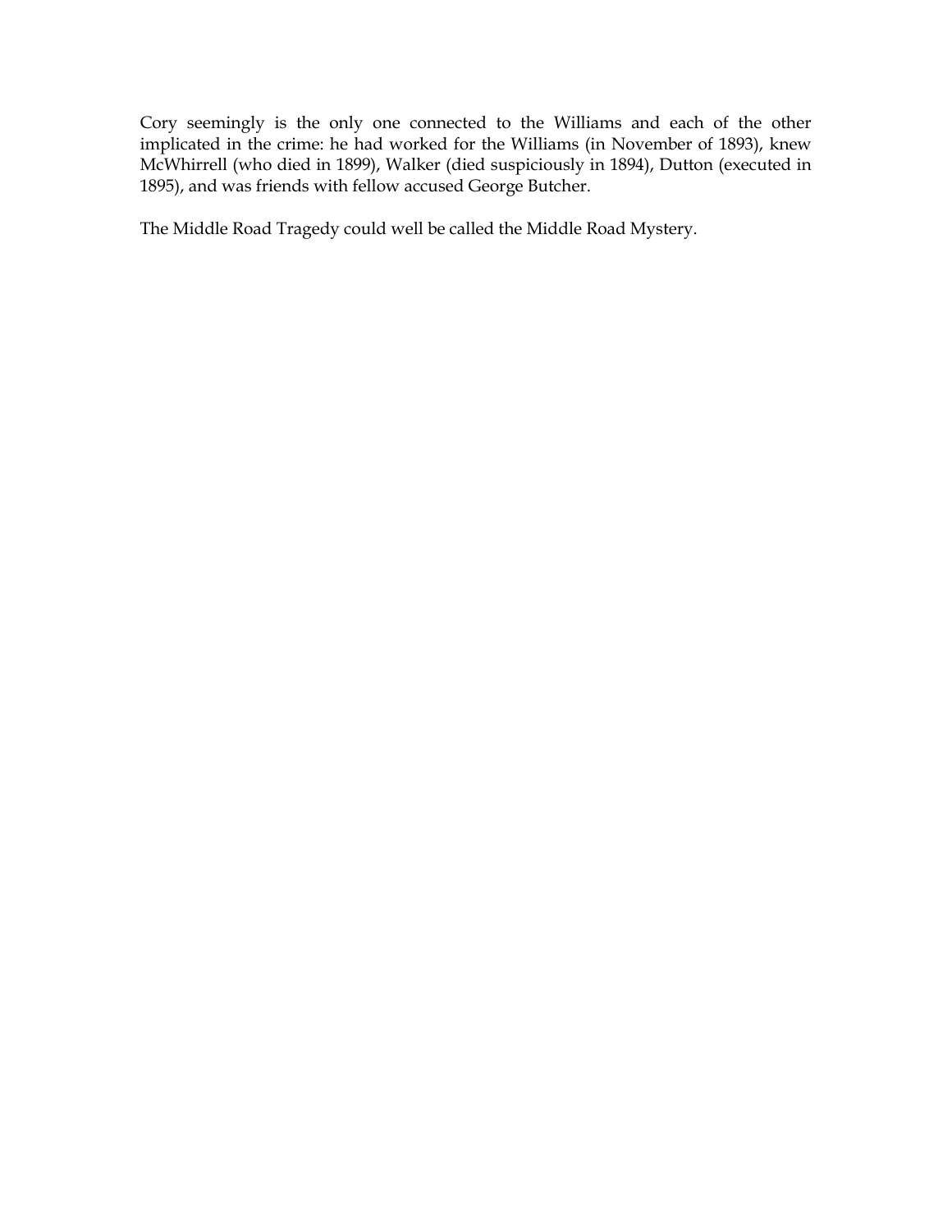Cory seemingly is the only one connected to the Williams and each of the other implicated in the crime: he had worked for the Williams (in November of 1893), knew McWhirrell (who died in 1899), Walker (died suspiciously in 1894), Dutton (executed in 1895), and was friends with fellow accused George Butcher.

The Middle Road Tragedy could well be called the Middle Road Mystery.